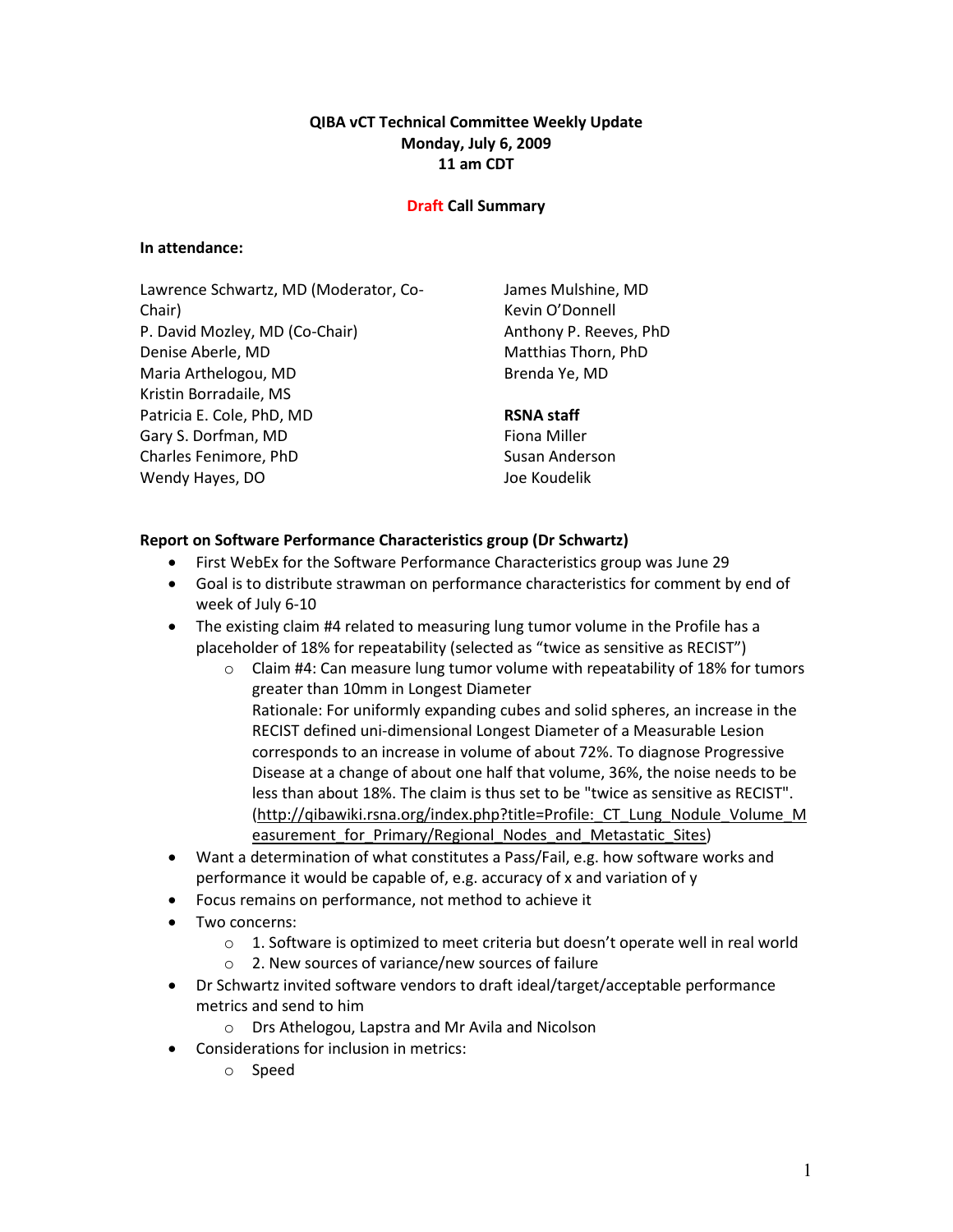**QIBA vCT Technical Committee Weekly Update**
**Monday, July 6, 2009**
**11 am CDT**

**Draft Call Summary**

**In attendance:**

Lawrence Schwartz, MD (Moderator, Co-Chair)
P. David Mozley, MD (Co-Chair)
Denise Aberle, MD
Maria Arthelogou, MD
Kristin Borradaile, MS
Patricia E. Cole, PhD, MD
Gary S. Dorfman, MD
Charles Fenimore, PhD
Wendy Hayes, DO
James Mulshine, MD
Kevin O'Donnell
Anthony P. Reeves, PhD
Matthias Thorn, PhD
Brenda Ye, MD

**RSNA staff**
Fiona Miller
Susan Anderson
Joe Koudelik

**Report on Software Performance Characteristics group (Dr Schwartz)**

- First WebEx for the Software Performance Characteristics group was June 29
- Goal is to distribute strawman on performance characteristics for comment by end of week of July 6-10
- The existing claim #4 related to measuring lung tumor volume in the Profile has a placeholder of 18% for repeatability (selected as "twice as sensitive as RECIST")
    - Claim #4: Can measure lung tumor volume with repeatability of 18% for tumors greater than 10mm in Longest Diameter
      Rationale: For uniformly expanding cubes and solid spheres, an increase in the RECIST defined uni-dimensional Longest Diameter of a Measurable Lesion corresponds to an increase in volume of about 72%. To diagnose Progressive Disease at a change of about one half that volume, 36%, the noise needs to be less than about 18%. The claim is thus set to be "twice as sensitive as RECIST". (http://qibawiki.rsna.org/index.php?title=Profile:_CT_Lung_Nodule_Volume_Measurement_for_Primary/Regional_Nodes_and_Metastatic_Sites)
- Want a determination of what constitutes a Pass/Fail, e.g. how software works and performance it would be capable of, e.g. accuracy of x and variation of y
- Focus remains on performance, not method to achieve it
- Two concerns:
    - 1. Software is optimized to meet criteria but doesn't operate well in real world
    - 2. New sources of variance/new sources of failure
- Dr Schwartz invited software vendors to draft ideal/target/acceptable performance metrics and send to him
    - Drs Athelogou, Lapstra and Mr Avila and Nicolson
- Considerations for inclusion in metrics:
    - Speed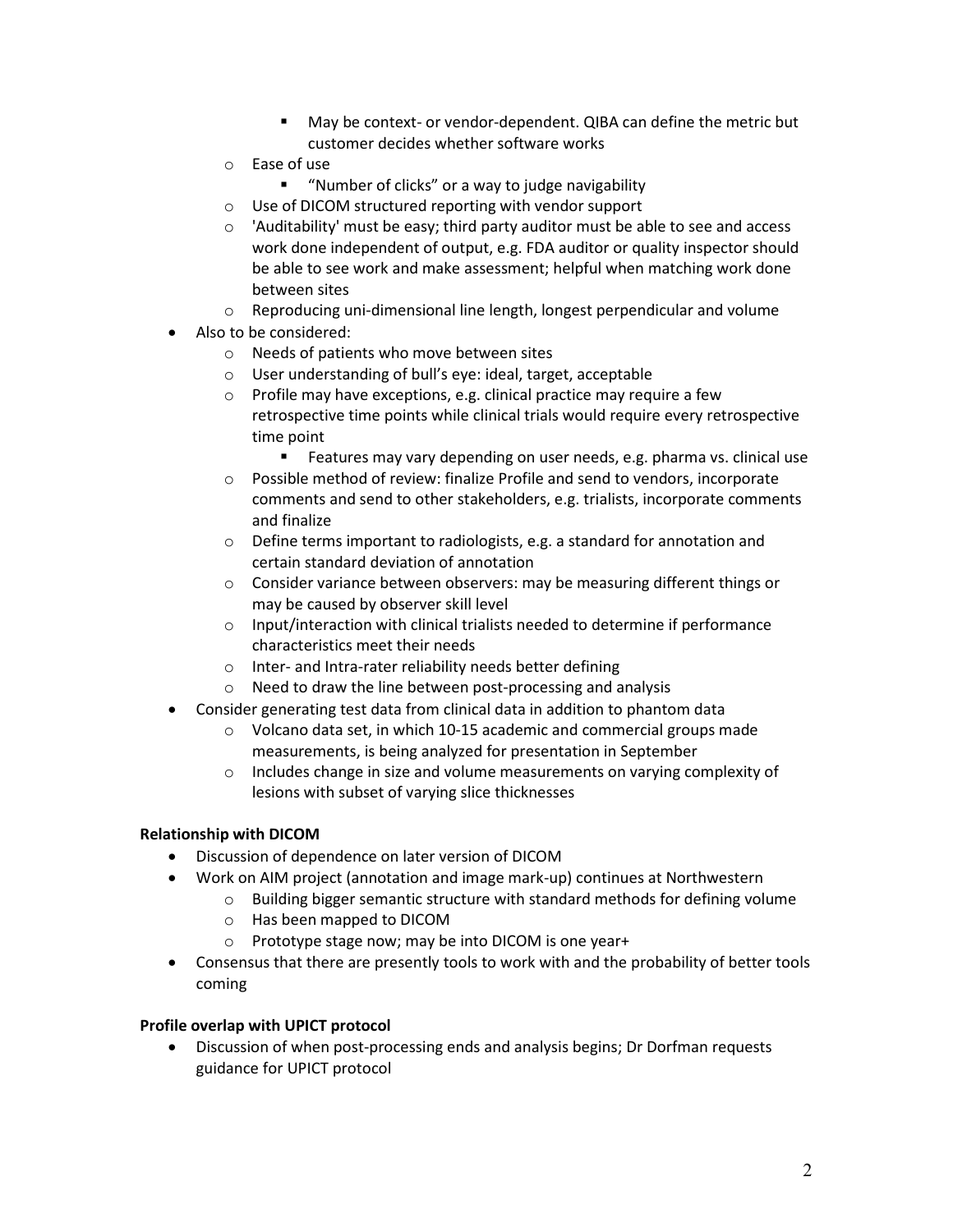- May be context- or vendor-dependent. QIBA can define the metric but customer decides whether software works
  - Ease of use
    - "Number of clicks" or a way to judge navigability
  - Use of DICOM structured reporting with vendor support
  - 'Auditability' must be easy; third party auditor must be able to see and access work done independent of output, e.g. FDA auditor or quality inspector should be able to see work and make assessment; helpful when matching work done between sites
  - Reproducing uni-dimensional line length, longest perpendicular and volume
- Also to be considered:
  - Needs of patients who move between sites
  - User understanding of bull's eye: ideal, target, acceptable
  - Profile may have exceptions, e.g. clinical practice may require a few retrospective time points while clinical trials would require every retrospective time point
    - Features may vary depending on user needs, e.g. pharma vs. clinical use
  - Possible method of review: finalize Profile and send to vendors, incorporate comments and send to other stakeholders, e.g. trialists, incorporate comments and finalize
  - Define terms important to radiologists, e.g. a standard for annotation and certain standard deviation of annotation
  - Consider variance between observers: may be measuring different things or may be caused by observer skill level
  - Input/interaction with clinical trialists needed to determine if performance characteristics meet their needs
  - Inter- and Intra-rater reliability needs better defining
  - Need to draw the line between post-processing and analysis
- Consider generating test data from clinical data in addition to phantom data
  - Volcano data set, in which 10-15 academic and commercial groups made measurements, is being analyzed for presentation in September
  - Includes change in size and volume measurements on varying complexity of lesions with subset of varying slice thicknesses

**Relationship with DICOM**

- Discussion of dependence on later version of DICOM
- Work on AIM project (annotation and image mark-up) continues at Northwestern
  - Building bigger semantic structure with standard methods for defining volume
  - Has been mapped to DICOM
  - Prototype stage now; may be into DICOM is one year+
- Consensus that there are presently tools to work with and the probability of better tools coming

**Profile overlap with UPICT protocol**

- Discussion of when post-processing ends and analysis begins; Dr Dorfman requests guidance for UPICT protocol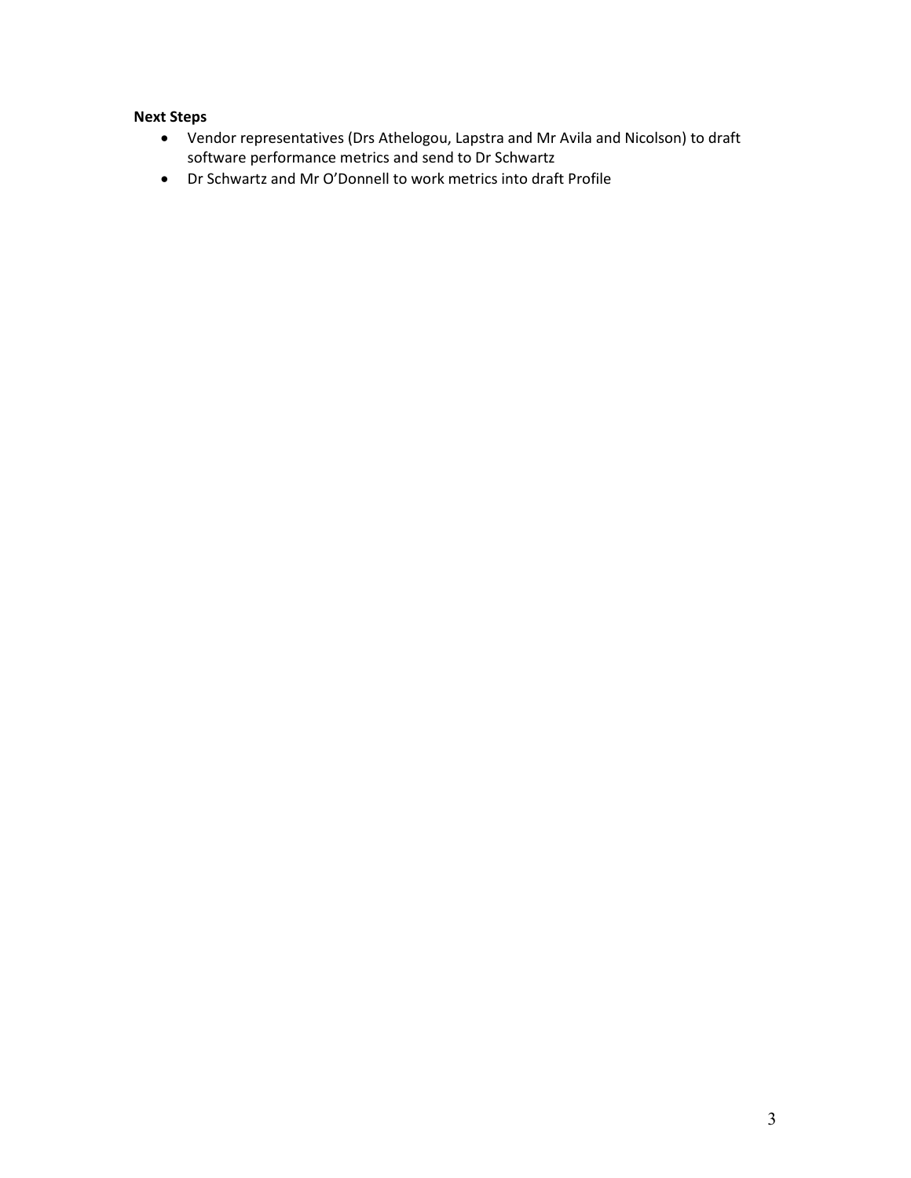**Next Steps**

- Vendor representatives (Drs Athelogou, Lapstra and Mr Avila and Nicolson) to draft software performance metrics and send to Dr Schwartz
- Dr Schwartz and Mr O'Donnell to work metrics into draft Profile